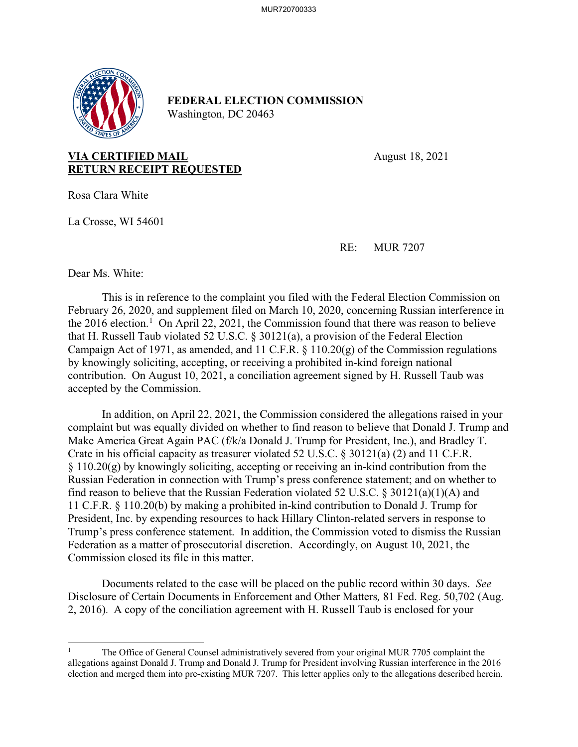**FEDERAL ELECTION COMMISSION**
Washington, DC 20463

**VIA CERTIFIED MAIL**
**RETURN RECEIPT REQUESTED**

August 18, 2021

Rosa Clara White

La Crosse, WI 54601

RE: MUR 7207

Dear Ms. White:

This is in reference to the complaint you filed with the Federal Election Commission on February 26, 2020, and supplement filed on March 10, 2020, concerning Russian interference in the 2016 election.[1] On April 22, 2021, the Commission found that there was reason to believe that H. Russell Taub violated 52 U.S.C. § 30121(a), a provision of the Federal Election Campaign Act of 1971, as amended, and 11 C.F.R. § 110.20(g) of the Commission regulations by knowingly soliciting, accepting, or receiving a prohibited in-kind foreign national contribution. On August 10, 2021, a conciliation agreement signed by H. Russell Taub was accepted by the Commission.

In addition, on April 22, 2021, the Commission considered the allegations raised in your complaint but was equally divided on whether to find reason to believe that Donald J. Trump and Make America Great Again PAC (f/k/a Donald J. Trump for President, Inc.), and Bradley T. Crate in his official capacity as treasurer violated 52 U.S.C. § 30121(a) (2) and 11 C.F.R. § 110.20(g) by knowingly soliciting, accepting or receiving an in-kind contribution from the Russian Federation in connection with Trump's press conference statement; and on whether to find reason to believe that the Russian Federation violated 52 U.S.C. § 30121(a)(1)(A) and 11 C.F.R. § 110.20(b) by making a prohibited in-kind contribution to Donald J. Trump for President, Inc. by expending resources to hack Hillary Clinton-related servers in response to Trump's press conference statement. In addition, the Commission voted to dismiss the Russian Federation as a matter of prosecutorial discretion. Accordingly, on August 10, 2021, the Commission closed its file in this matter.

Documents related to the case will be placed on the public record within 30 days. *See* Disclosure of Certain Documents in Enforcement and Other Matters*,* 81 Fed. Reg. 50,702 (Aug. 2, 2016). A copy of the conciliation agreement with H. Russell Taub is enclosed for your

[1] The Office of General Counsel administratively severed from your original MUR 7705 complaint the allegations against Donald J. Trump and Donald J. Trump for President involving Russian interference in the 2016 election and merged them into pre-existing MUR 7207. This letter applies only to the allegations described herein.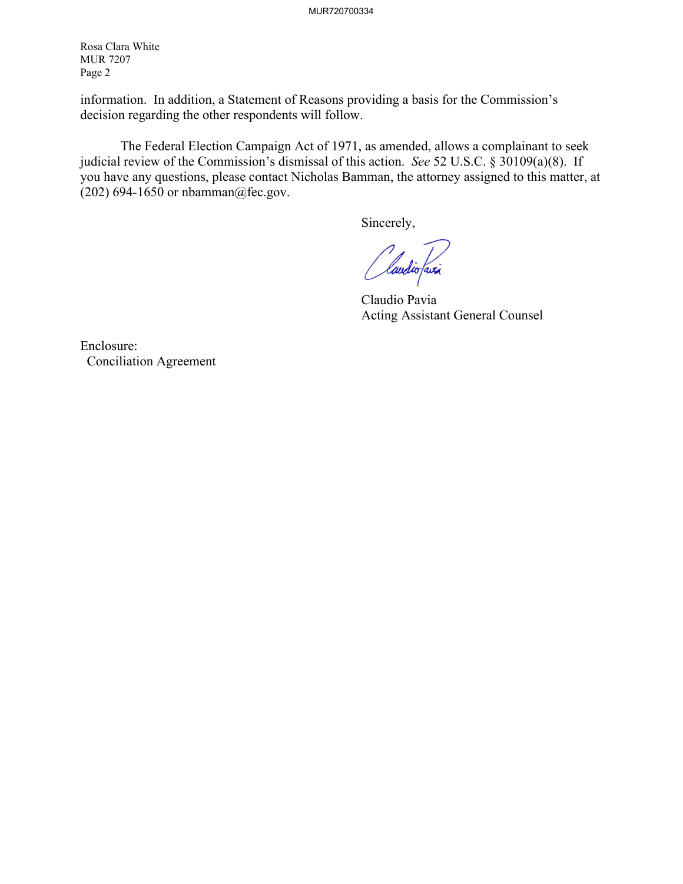Rosa Clara White
MUR 7207
Page 2

information. In addition, a Statement of Reasons providing a basis for the Commission's decision regarding the other respondents will follow.

The Federal Election Campaign Act of 1971, as amended, allows a complainant to seek judicial review of the Commission's dismissal of this action. *See* 52 U.S.C. § 30109(a)(8). If you have any questions, please contact Nicholas Bamman, the attorney assigned to this matter, at (202) 694-1650 or nbamman@fec.gov.

Sincerely,

Claudio Pavia
Acting Assistant General Counsel

Enclosure:
Conciliation Agreement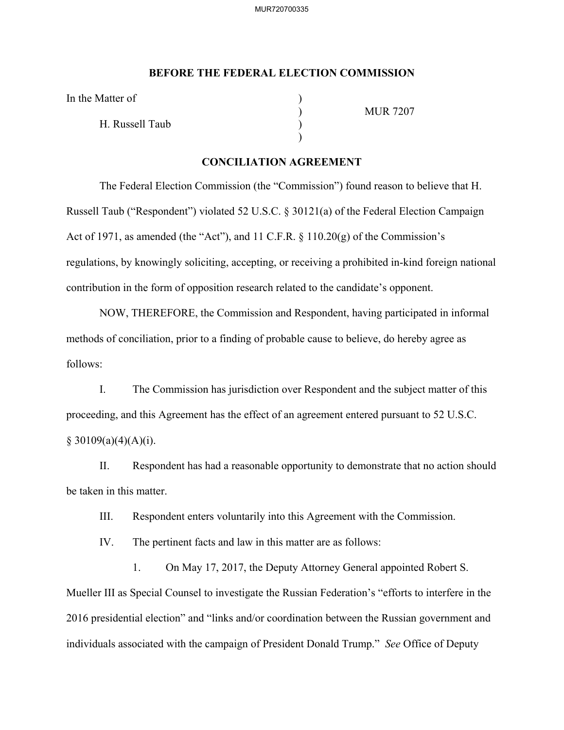## BEFORE THE FEDERAL ELECTION COMMISSION

In the Matter of )
 ) MUR 7207
H. Russell Taub )
 )

## CONCILIATION AGREEMENT

The Federal Election Commission (the "Commission") found reason to believe that H. Russell Taub ("Respondent") violated 52 U.S.C. § 30121(a) of the Federal Election Campaign Act of 1971, as amended (the "Act"), and 11 C.F.R. § 110.20(g) of the Commission's regulations, by knowingly soliciting, accepting, or receiving a prohibited in-kind foreign national contribution in the form of opposition research related to the candidate's opponent.

NOW, THEREFORE, the Commission and Respondent, having participated in informal methods of conciliation, prior to a finding of probable cause to believe, do hereby agree as follows:

I. The Commission has jurisdiction over Respondent and the subject matter of this proceeding, and this Agreement has the effect of an agreement entered pursuant to 52 U.S.C. § 30109(a)(4)(A)(i).

II. Respondent has had a reasonable opportunity to demonstrate that no action should be taken in this matter.

III. Respondent enters voluntarily into this Agreement with the Commission.

IV. The pertinent facts and law in this matter are as follows:

1. On May 17, 2017, the Deputy Attorney General appointed Robert S. Mueller III as Special Counsel to investigate the Russian Federation's "efforts to interfere in the 2016 presidential election" and "links and/or coordination between the Russian government and individuals associated with the campaign of President Donald Trump." *See* Office of Deputy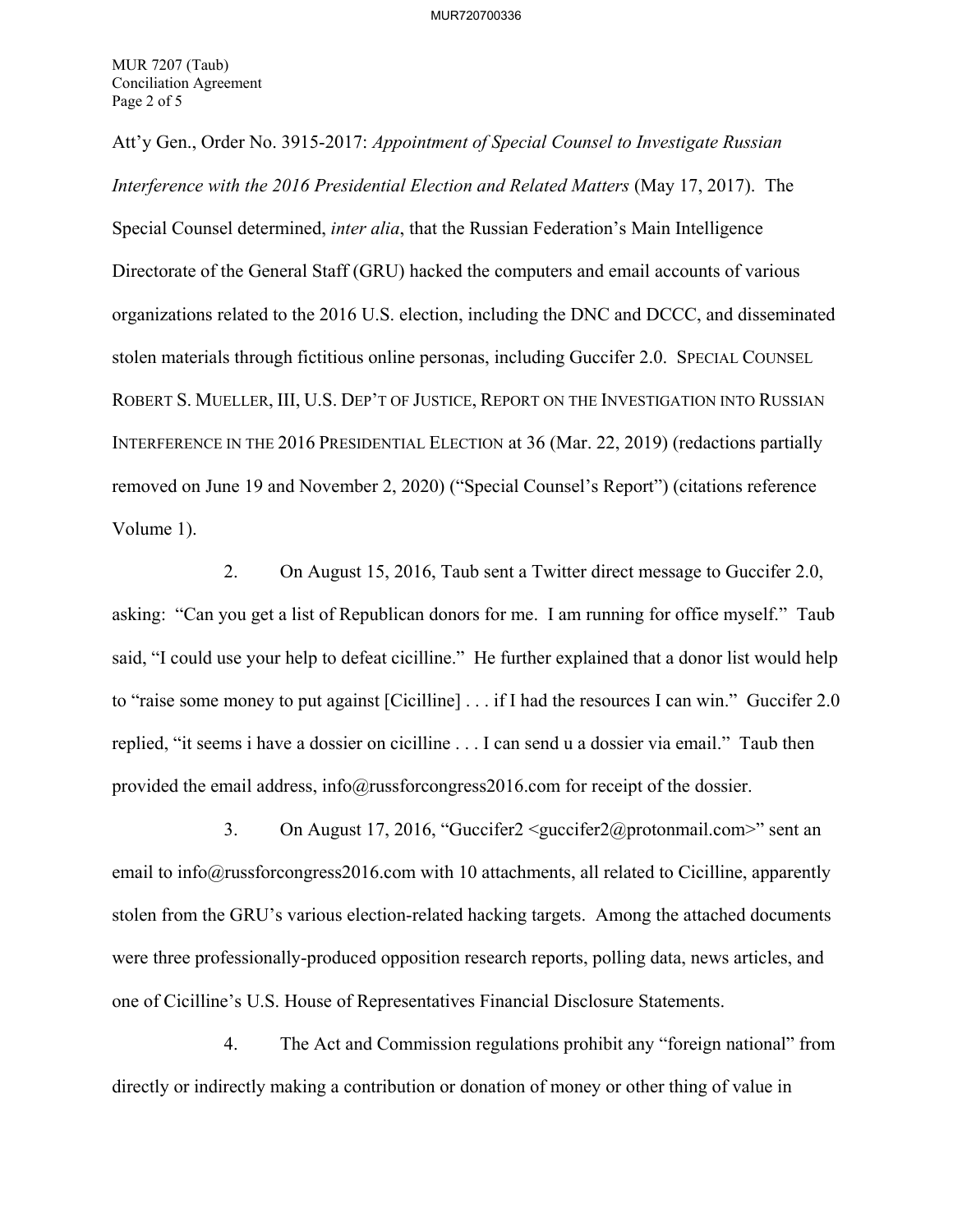Att'y Gen., Order No. 3915-2017: *Appointment of Special Counsel to Investigate Russian Interference with the 2016 Presidential Election and Related Matters* (May 17, 2017). The Special Counsel determined, *inter alia*, that the Russian Federation's Main Intelligence Directorate of the General Staff (GRU) hacked the computers and email accounts of various organizations related to the 2016 U.S. election, including the DNC and DCCC, and disseminated stolen materials through fictitious online personas, including Guccifer 2.0. SPECIAL COUNSEL ROBERT S. MUELLER, III, U.S. DEP'T OF JUSTICE, REPORT ON THE INVESTIGATION INTO RUSSIAN INTERFERENCE IN THE 2016 PRESIDENTIAL ELECTION at 36 (Mar. 22, 2019) (redactions partially removed on June 19 and November 2, 2020) ("Special Counsel's Report") (citations reference Volume 1).

2. On August 15, 2016, Taub sent a Twitter direct message to Guccifer 2.0, asking: "Can you get a list of Republican donors for me. I am running for office myself." Taub said, "I could use your help to defeat cicilline." He further explained that a donor list would help to "raise some money to put against [Cicilline] . . . if I had the resources I can win." Guccifer 2.0 replied, "it seems i have a dossier on cicilline . . . I can send u a dossier via email." Taub then provided the email address, info@russforcongress2016.com for receipt of the dossier.

3. On August 17, 2016, "Guccifer2 <guccifer2@protonmail.com>" sent an email to info@russforcongress2016.com with 10 attachments, all related to Cicilline, apparently stolen from the GRU's various election-related hacking targets. Among the attached documents were three professionally-produced opposition research reports, polling data, news articles, and one of Cicilline's U.S. House of Representatives Financial Disclosure Statements.

4. The Act and Commission regulations prohibit any "foreign national" from directly or indirectly making a contribution or donation of money or other thing of value in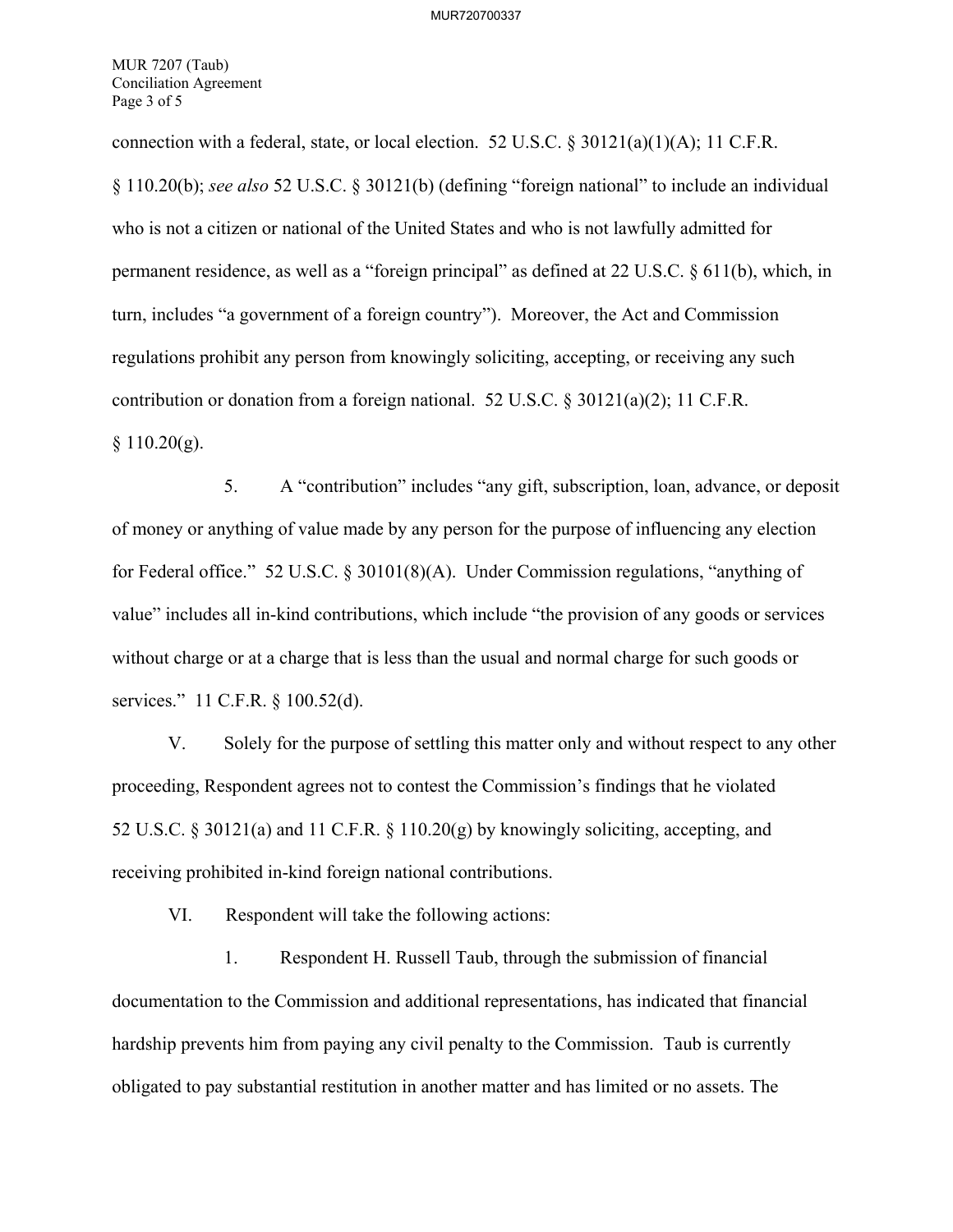connection with a federal, state, or local election. 52 U.S.C. § 30121(a)(1)(A); 11 C.F.R. § 110.20(b); *see also* 52 U.S.C. § 30121(b) (defining "foreign national" to include an individual who is not a citizen or national of the United States and who is not lawfully admitted for permanent residence, as well as a "foreign principal" as defined at 22 U.S.C. § 611(b), which, in turn, includes "a government of a foreign country"). Moreover, the Act and Commission regulations prohibit any person from knowingly soliciting, accepting, or receiving any such contribution or donation from a foreign national. 52 U.S.C. § 30121(a)(2); 11 C.F.R. § 110.20(g).

5. A "contribution" includes "any gift, subscription, loan, advance, or deposit of money or anything of value made by any person for the purpose of influencing any election for Federal office." 52 U.S.C. § 30101(8)(A). Under Commission regulations, "anything of value" includes all in-kind contributions, which include "the provision of any goods or services without charge or at a charge that is less than the usual and normal charge for such goods or services." 11 C.F.R. § 100.52(d).

V. Solely for the purpose of settling this matter only and without respect to any other proceeding, Respondent agrees not to contest the Commission's findings that he violated 52 U.S.C. § 30121(a) and 11 C.F.R. § 110.20(g) by knowingly soliciting, accepting, and receiving prohibited in-kind foreign national contributions.

VI. Respondent will take the following actions:

1. Respondent H. Russell Taub, through the submission of financial documentation to the Commission and additional representations, has indicated that financial hardship prevents him from paying any civil penalty to the Commission. Taub is currently obligated to pay substantial restitution in another matter and has limited or no assets. The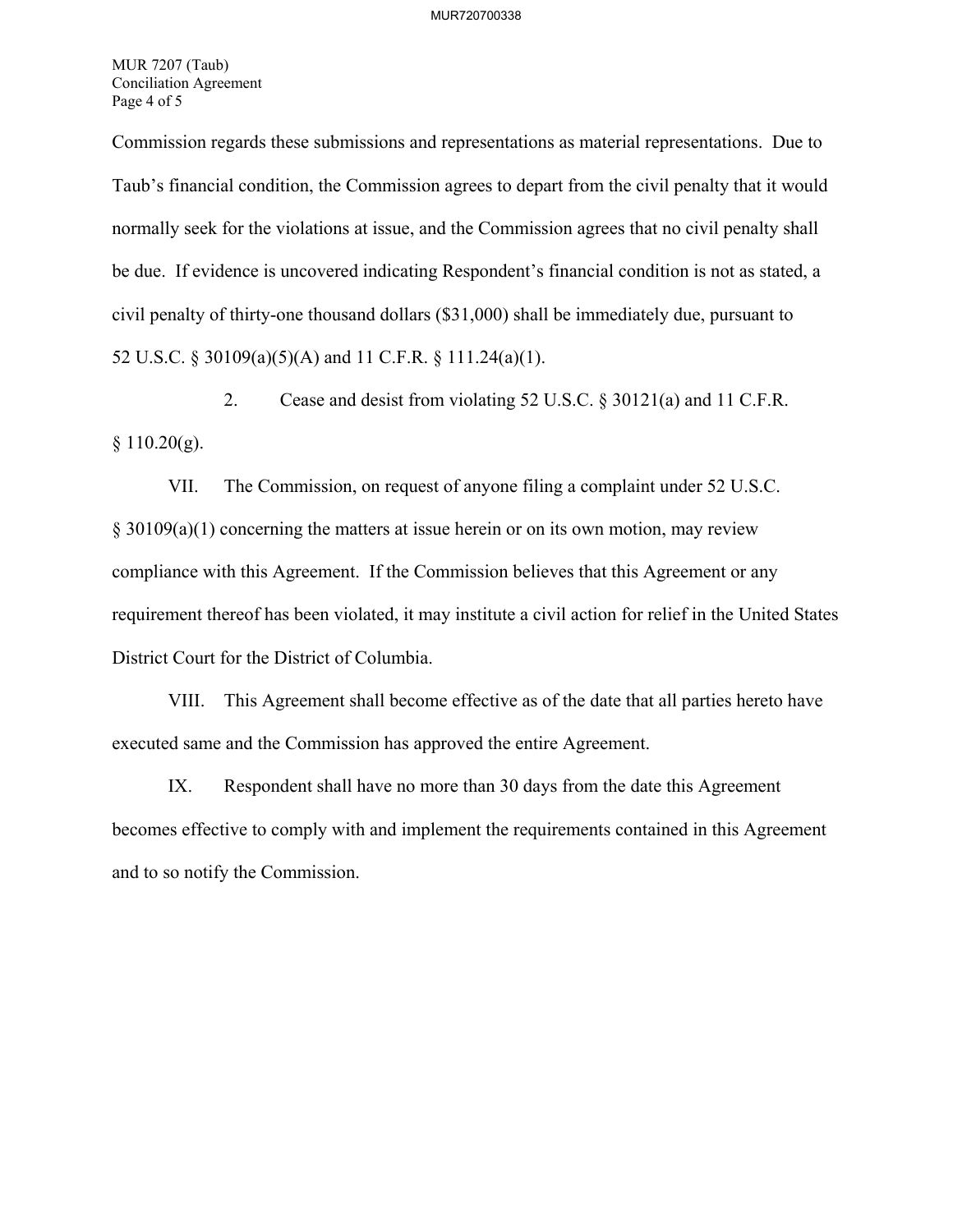Commission regards these submissions and representations as material representations. Due to Taub's financial condition, the Commission agrees to depart from the civil penalty that it would normally seek for the violations at issue, and the Commission agrees that no civil penalty shall be due. If evidence is uncovered indicating Respondent's financial condition is not as stated, a civil penalty of thirty-one thousand dollars ($31,000) shall be immediately due, pursuant to 52 U.S.C. § 30109(a)(5)(A) and 11 C.F.R. § 111.24(a)(1).

2. Cease and desist from violating 52 U.S.C. § 30121(a) and 11 C.F.R. § 110.20(g).

VII. The Commission, on request of anyone filing a complaint under 52 U.S.C. § 30109(a)(1) concerning the matters at issue herein or on its own motion, may review compliance with this Agreement. If the Commission believes that this Agreement or any requirement thereof has been violated, it may institute a civil action for relief in the United States District Court for the District of Columbia.

VIII. This Agreement shall become effective as of the date that all parties hereto have executed same and the Commission has approved the entire Agreement.

IX. Respondent shall have no more than 30 days from the date this Agreement becomes effective to comply with and implement the requirements contained in this Agreement and to so notify the Commission.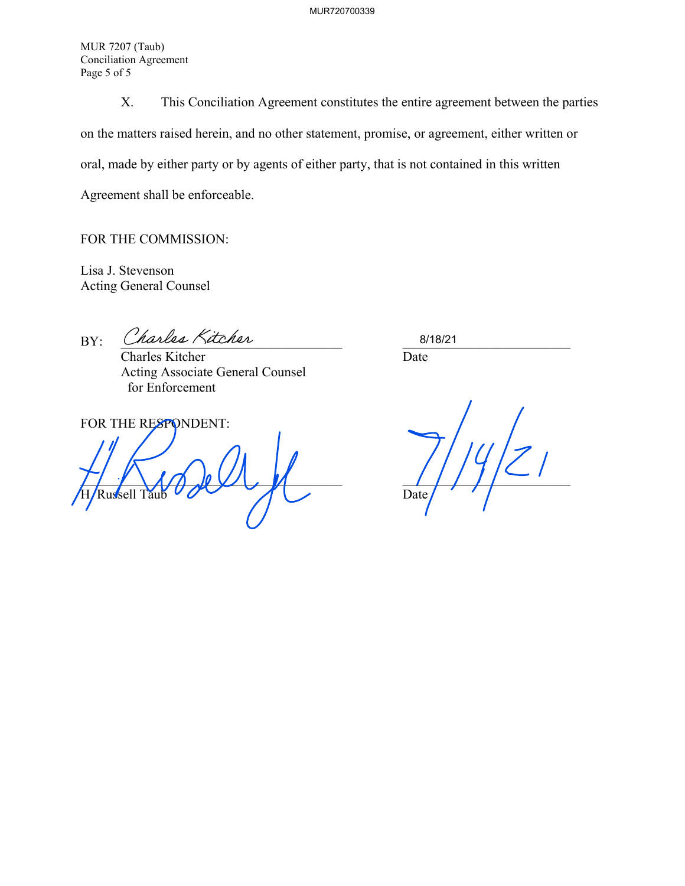MUR 7207 (Taub)
Conciliation Agreement

X. This Conciliation Agreement constitutes the entire agreement between the parties on the matters raised herein, and no other statement, promise, or agreement, either written or oral, made by either party or by agents of either party, that is not contained in this written Agreement shall be enforceable.

FOR THE COMMISSION:

Lisa J. Stevenson
Acting General Counsel

BY: Charles Kitcher　　　　　　　　　　8/18/21
Charles Kitcher　　　　　　　　　　　　Date
Acting Associate General Counsel
for Enforcement

FOR THE RESPONDENT:

H Russell Taub　　　　　　　　　　　　7/14/21
H. Russell Taub　　　　　　　　　　　　Date